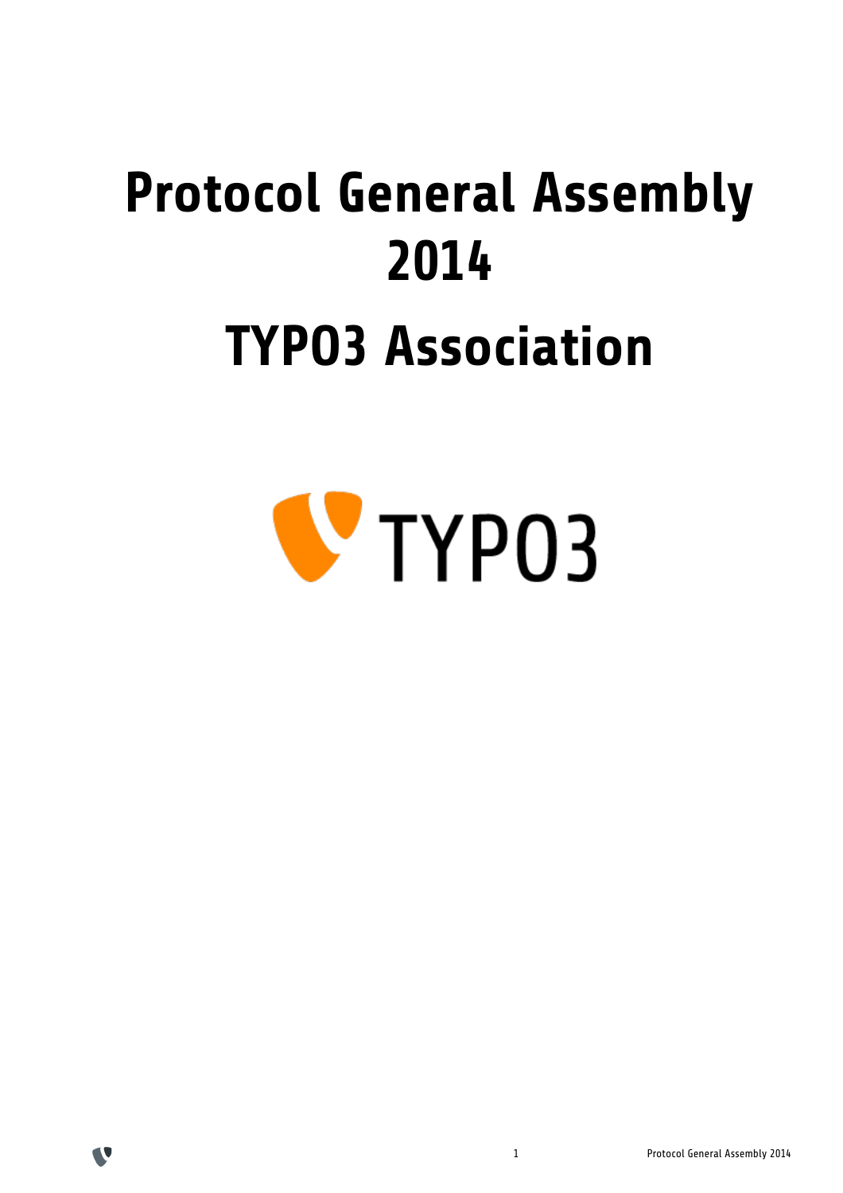# Protocol General Assembly 2014

# TYPO3 Association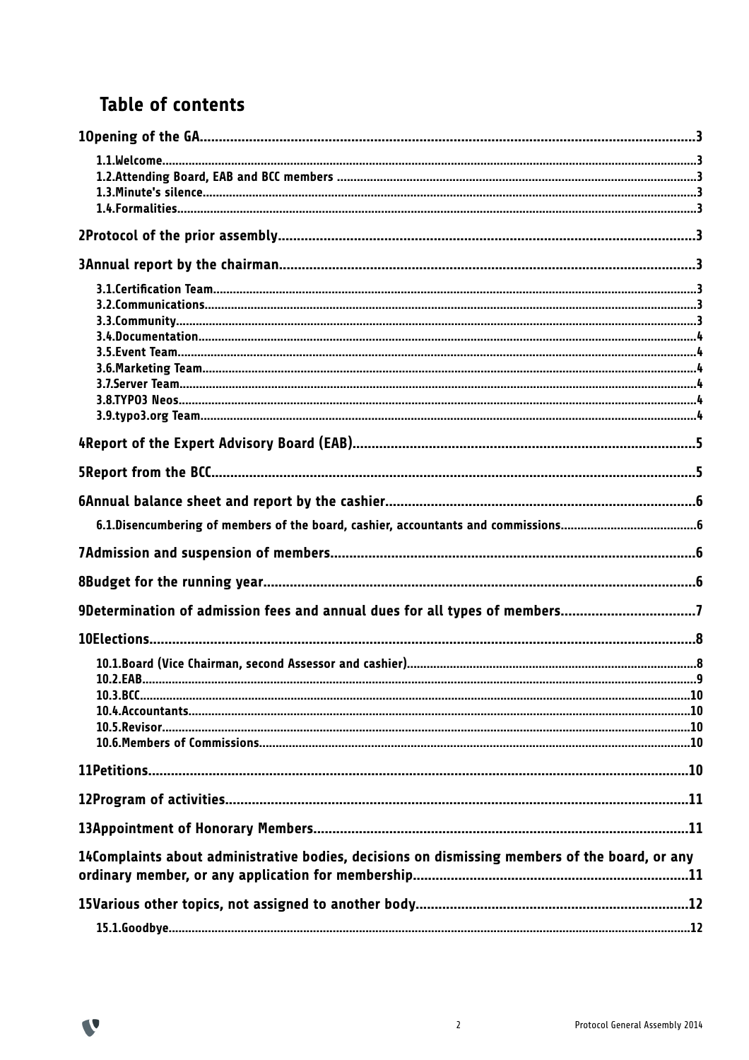# Table of contents

1Opening of the GA.....3

- 1.1.Welcome.....3
- 1.2.Attending Board, EAB and BCC members.....3
- 1.3.Minute's silence.....3
- 1.4.Formalities.....3

2Protocol of the prior assembly.....3

3Annual report by the chairman.....3

- 3.1.Certification Team.....3
- 3.2.Communications.....3
- 3.3.Community.....3
- 3.4.Documentation.....4
- 3.5.Event Team.....4
- 3.6.Marketing Team.....4
- 3.7.Server Team.....4
- 3.8.TYPO3 Neos.....4
- 3.9.typo3.org Team.....4

4Report of the Expert Advisory Board (EAB).....5

5Report from the BCC.....5

6Annual balance sheet and report by the cashier.....6

- 6.1.Disencumbering of members of the board, cashier, accountants and commissions.....6

7Admission and suspension of members.....6

8Budget for the running year.....6

9Determination of admission fees and annual dues for all types of members.....7

10Elections.....8

- 10.1.Board (Vice Chairman, second Assessor and cashier).....8
- 10.2.EAB.....9
- 10.3.BCC.....10
- 10.4.Accountants.....10
- 10.5.Revisor.....10
- 10.6.Members of Commissions.....10

11Petitions.....10

12Program of activities.....11

13Appointment of Honorary Members.....11

14Complaints about administrative bodies, decisions on dismissing members of the board, or any ordinary member, or any application for membership.....11

15Various other topics, not assigned to another body.....12

- 15.1.Goodbye.....12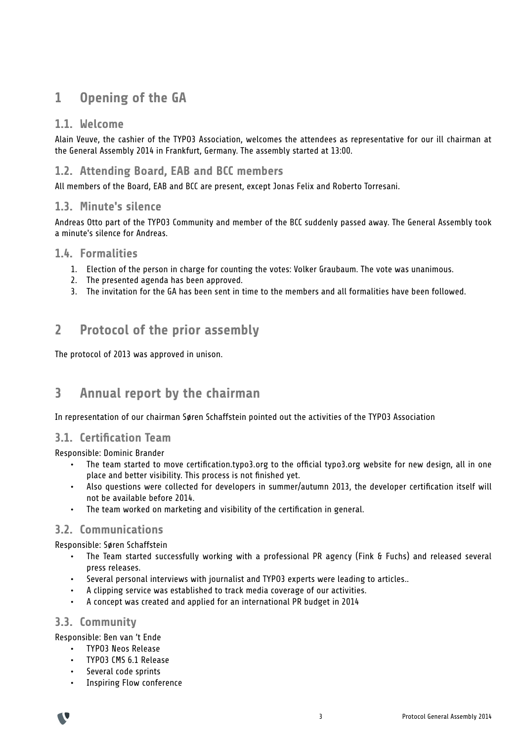# 1 Opening of the GA

## 1.1. Welcome

Alain Veuve, the cashier of the TYPO3 Association, welcomes the attendees as representative for our ill chairman at the General Assembly 2014 in Frankfurt, Germany. The assembly started at 13:00.

## 1.2. Attending Board, EAB and BCC members

All members of the Board, EAB and BCC are present, except Jonas Felix and Roberto Torresani.

## 1.3. Minute's silence

Andreas Otto part of the TYPO3 Community and member of the BCC suddenly passed away. The General Assembly took a minute's silence for Andreas.

## 1.4. Formalities

1. Election of the person in charge for counting the votes: Volker Graubaum. The vote was unanimous.
2. The presented agenda has been approved.
3. The invitation for the GA has been sent in time to the members and all formalities have been followed.

# 2 Protocol of the prior assembly

The protocol of 2013 was approved in unison.

# 3 Annual report by the chairman

In representation of our chairman Søren Schaffstein pointed out the activities of the TYPO3 Association

## 3.1. Certification Team

Responsible: Dominic Brander

- The team started to move certification.typo3.org to the official typo3.org website for new design, all in one place and better visibility. This process is not finished yet.
- Also questions were collected for developers in summer/autumn 2013, the developer certification itself will not be available before 2014.
- The team worked on marketing and visibility of the certification in general.

## 3.2. Communications

Responsible: Søren Schaffstein

- The Team started successfully working with a professional PR agency (Fink & Fuchs) and released several press releases.
- Several personal interviews with journalist and TYPO3 experts were leading to articles..
- A clipping service was established to track media coverage of our activities.
- A concept was created and applied for an international PR budget in 2014

## 3.3. Community

Responsible: Ben van 't Ende

- TYPO3 Neos Release
- TYPO3 CMS 6.1 Release
- Several code sprints
- Inspiring Flow conference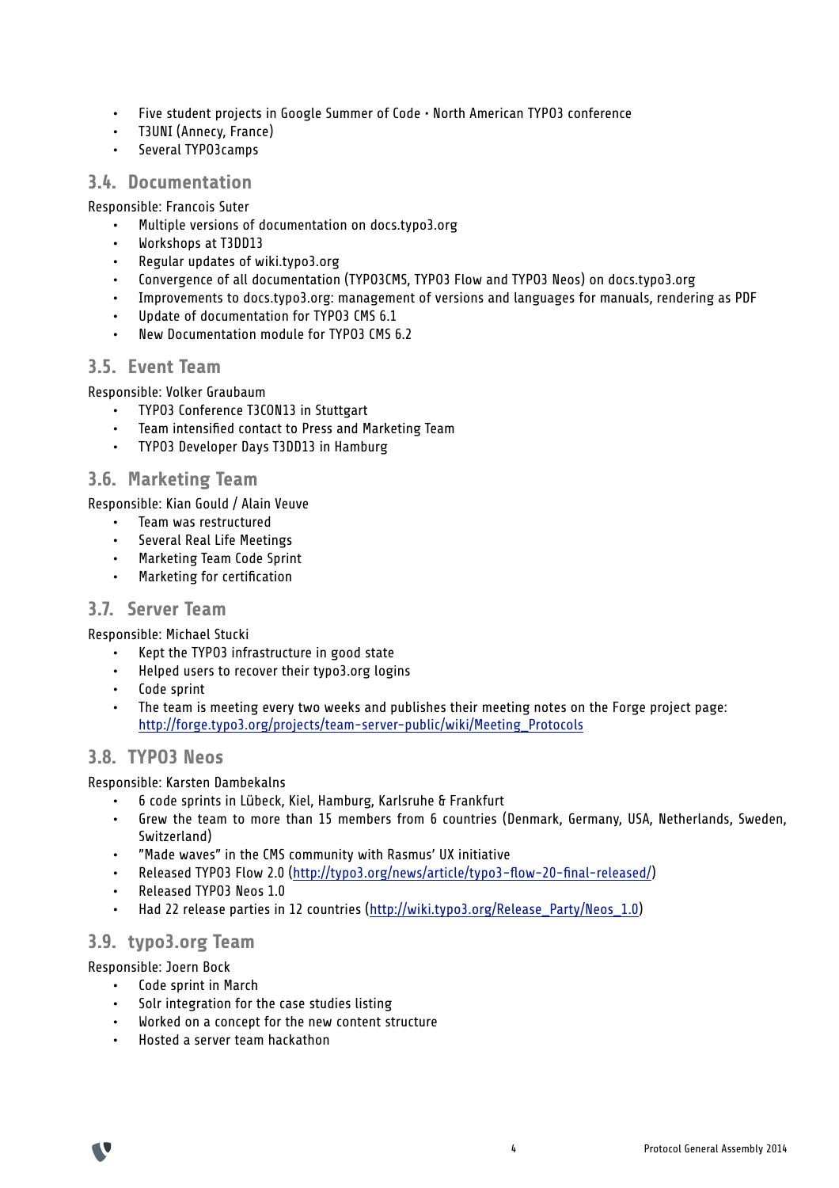- Five student projects in Google Summer of Code • North American TYPO3 conference
- T3UNI (Annecy, France)
- Several TYPO3camps

## 3.4. Documentation

Responsible: Francois Suter

- Multiple versions of documentation on docs.typo3.org
- Workshops at T3DD13
- Regular updates of wiki.typo3.org
- Convergence of all documentation (TYPO3CMS, TYPO3 Flow and TYPO3 Neos) on docs.typo3.org
- Improvements to docs.typo3.org: management of versions and languages for manuals, rendering as PDF
- Update of documentation for TYPO3 CMS 6.1
- New Documentation module for TYPO3 CMS 6.2

## 3.5. Event Team

Responsible: Volker Graubaum

- TYPO3 Conference T3CON13 in Stuttgart
- Team intensified contact to Press and Marketing Team
- TYPO3 Developer Days T3DD13 in Hamburg

## 3.6. Marketing Team

Responsible: Kian Gould / Alain Veuve

- Team was restructured
- Several Real Life Meetings
- Marketing Team Code Sprint
- Marketing for certification

## 3.7. Server Team

Responsible: Michael Stucki

- Kept the TYPO3 infrastructure in good state
- Helped users to recover their typo3.org logins
- Code sprint
- The team is meeting every two weeks and publishes their meeting notes on the Forge project page: http://forge.typo3.org/projects/team-server-public/wiki/Meeting_Protocols

## 3.8. TYPO3 Neos

Responsible: Karsten Dambekalns

- 6 code sprints in Lübeck, Kiel, Hamburg, Karlsruhe & Frankfurt
- Grew the team to more than 15 members from 6 countries (Denmark, Germany, USA, Netherlands, Sweden, Switzerland)
- "Made waves" in the CMS community with Rasmus' UX initiative
- Released TYPO3 Flow 2.0 (http://typo3.org/news/article/typo3-flow-20-final-released/)
- Released TYPO3 Neos 1.0
- Had 22 release parties in 12 countries (http://wiki.typo3.org/Release_Party/Neos_1.0)

## 3.9. typo3.org Team

Responsible: Joern Bock

- Code sprint in March
- Solr integration for the case studies listing
- Worked on a concept for the new content structure
- Hosted a server team hackathon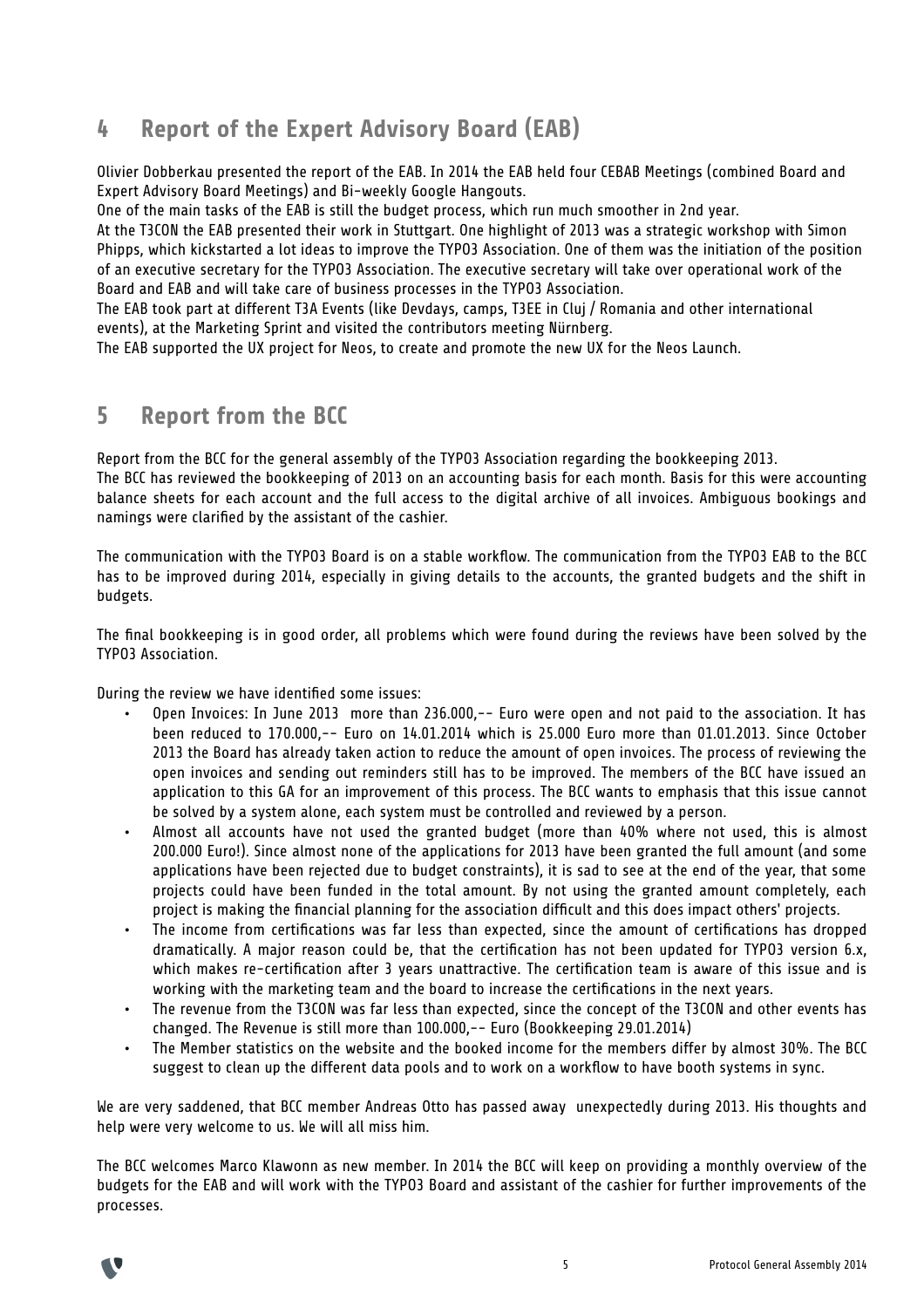## 4 Report of the Expert Advisory Board (EAB)

Olivier Dobberkau presented the report of the EAB. In 2014 the EAB held four CEBAB Meetings (combined Board and Expert Advisory Board Meetings) and Bi-weekly Google Hangouts.
One of the main tasks of the EAB is still the budget process, which run much smoother in 2nd year.
At the T3CON the EAB presented their work in Stuttgart. One highlight of 2013 was a strategic workshop with Simon Phipps, which kickstarted a lot ideas to improve the TYPO3 Association. One of them was the initiation of the position of an executive secretary for the TYPO3 Association. The executive secretary will take over operational work of the Board and EAB and will take care of business processes in the TYPO3 Association.
The EAB took part at different T3A Events (like Devdays, camps, T3EE in Cluj / Romania and other international events), at the Marketing Sprint and visited the contributors meeting Nürnberg.
The EAB supported the UX project for Neos, to create and promote the new UX for the Neos Launch.

## 5 Report from the BCC

Report from the BCC for the general assembly of the TYPO3 Association regarding the bookkeeping 2013.
The BCC has reviewed the bookkeeping of 2013 on an accounting basis for each month. Basis for this were accounting balance sheets for each account and the full access to the digital archive of all invoices. Ambiguous bookings and namings were clarified by the assistant of the cashier.

The communication with the TYPO3 Board is on a stable workflow. The communication from the TYPO3 EAB to the BCC has to be improved during 2014, especially in giving details to the accounts, the granted budgets and the shift in budgets.

The final bookkeeping is in good order, all problems which were found during the reviews have been solved by the TYPO3 Association.

During the review we have identified some issues:

- Open Invoices: In June 2013 more than 236.000,-- Euro were open and not paid to the association. It has been reduced to 170.000,-- Euro on 14.01.2014 which is 25.000 Euro more than 01.01.2013. Since October 2013 the Board has already taken action to reduce the amount of open invoices. The process of reviewing the open invoices and sending out reminders still has to be improved. The members of the BCC have issued an application to this GA for an improvement of this process. The BCC wants to emphasis that this issue cannot be solved by a system alone, each system must be controlled and reviewed by a person.
- Almost all accounts have not used the granted budget (more than 40% where not used, this is almost 200.000 Euro!). Since almost none of the applications for 2013 have been granted the full amount (and some applications have been rejected due to budget constraints), it is sad to see at the end of the year, that some projects could have been funded in the total amount. By not using the granted amount completely, each project is making the financial planning for the association difficult and this does impact others' projects.
- The income from certifications was far less than expected, since the amount of certifications has dropped dramatically. A major reason could be, that the certification has not been updated for TYPO3 version 6.x, which makes re-certification after 3 years unattractive. The certification team is aware of this issue and is working with the marketing team and the board to increase the certifications in the next years.
- The revenue from the T3CON was far less than expected, since the concept of the T3CON and other events has changed. The Revenue is still more than 100.000,-- Euro (Bookkeeping 29.01.2014)
- The Member statistics on the website and the booked income for the members differ by almost 30%. The BCC suggest to clean up the different data pools and to work on a workflow to have booth systems in sync.

We are very saddened, that BCC member Andreas Otto has passed away unexpectedly during 2013. His thoughts and help were very welcome to us. We will all miss him.

The BCC welcomes Marco Klawonn as new member. In 2014 the BCC will keep on providing a monthly overview of the budgets for the EAB and will work with the TYPO3 Board and assistant of the cashier for further improvements of the processes.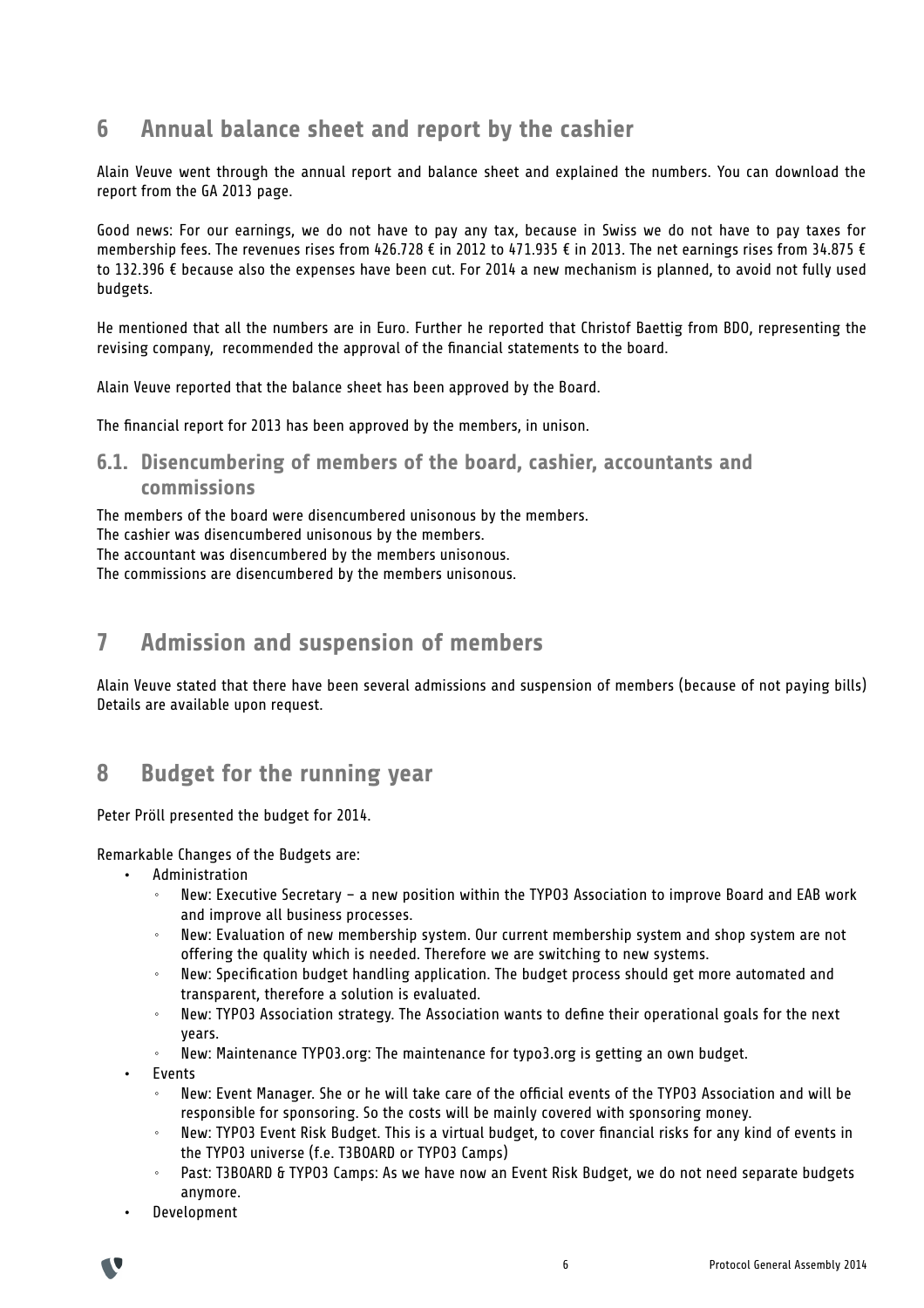# 6 Annual balance sheet and report by the cashier

Alain Veuve went through the annual report and balance sheet and explained the numbers. You can download the report from the GA 2013 page.

Good news: For our earnings, we do not have to pay any tax, because in Swiss we do not have to pay taxes for membership fees. The revenues rises from 426.728 € in 2012 to 471.935 € in 2013. The net earnings rises from 34.875 € to 132.396 € because also the expenses have been cut. For 2014 a new mechanism is planned, to avoid not fully used budgets.

He mentioned that all the numbers are in Euro. Further he reported that Christof Baettig from BDO, representing the revising company, recommended the approval of the financial statements to the board.

Alain Veuve reported that the balance sheet has been approved by the Board.

The financial report for 2013 has been approved by the members, in unison.

## 6.1. Disencumbering of members of the board, cashier, accountants and commissions

The members of the board were disencumbered unisonous by the members.
The cashier was disencumbered unisonous by the members.
The accountant was disencumbered by the members unisonous.
The commissions are disencumbered by the members unisonous.

# 7 Admission and suspension of members

Alain Veuve stated that there have been several admissions and suspension of members (because of not paying bills) Details are available upon request.

# 8 Budget for the running year

Peter Pröll presented the budget for 2014.

Remarkable Changes of the Budgets are:

- Administration
  - New: Executive Secretary – a new position within the TYPO3 Association to improve Board and EAB work and improve all business processes.
  - New: Evaluation of new membership system. Our current membership system and shop system are not offering the quality which is needed. Therefore we are switching to new systems.
  - New: Specification budget handling application. The budget process should get more automated and transparent, therefore a solution is evaluated.
  - New: TYPO3 Association strategy. The Association wants to define their operational goals for the next years.
  - New: Maintenance TYPO3.org: The maintenance for typo3.org is getting an own budget.
- Events
  - New: Event Manager. She or he will take care of the official events of the TYPO3 Association and will be responsible for sponsoring. So the costs will be mainly covered with sponsoring money.
  - New: TYPO3 Event Risk Budget. This is a virtual budget, to cover financial risks for any kind of events in the TYPO3 universe (f.e. T3BOARD or TYPO3 Camps)
  - Past: T3BOARD & TYPO3 Camps: As we have now an Event Risk Budget, we do not need separate budgets anymore.
- Development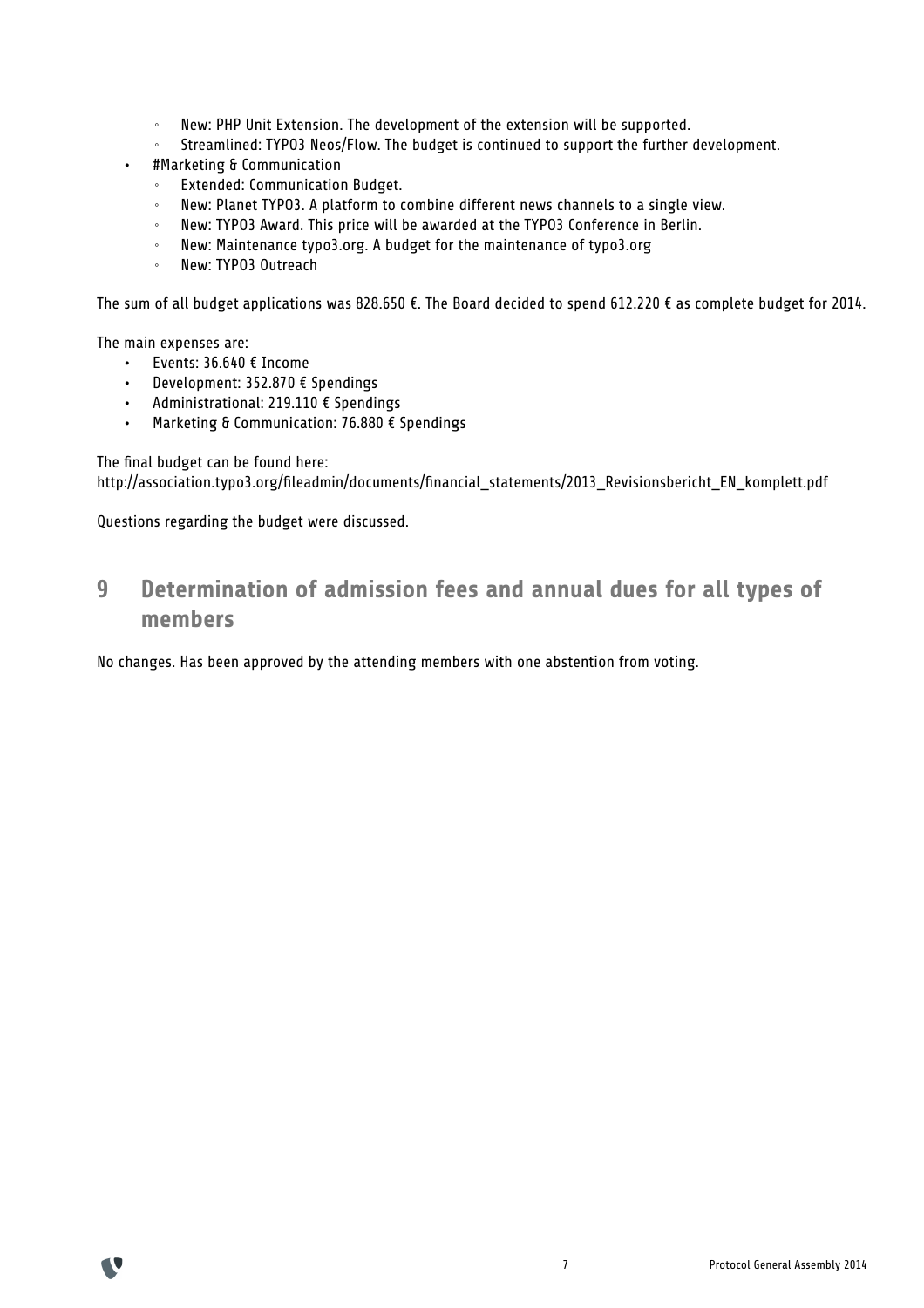- New: PHP Unit Extension. The development of the extension will be supported.
    - Streamlined: TYPO3 Neos/Flow. The budget is continued to support the further development.
- #Marketing & Communication
    - Extended: Communication Budget.
    - New: Planet TYPO3. A platform to combine different news channels to a single view.
    - New: TYPO3 Award. This price will be awarded at the TYPO3 Conference in Berlin.
    - New: Maintenance typo3.org. A budget for the maintenance of typo3.org
    - New: TYPO3 Outreach

The sum of all budget applications was 828.650 €. The Board decided to spend 612.220 € as complete budget for 2014.

The main expenses are:

- Events: 36.640 € Income
- Development: 352.870 € Spendings
- Administrational: 219.110 € Spendings
- Marketing & Communication: 76.880 € Spendings

The final budget can be found here:
http://association.typo3.org/fileadmin/documents/financial_statements/2013_Revisionsbericht_EN_komplett.pdf

Questions regarding the budget were discussed.

## 9 Determination of admission fees and annual dues for all types of members

No changes. Has been approved by the attending members with one abstention from voting.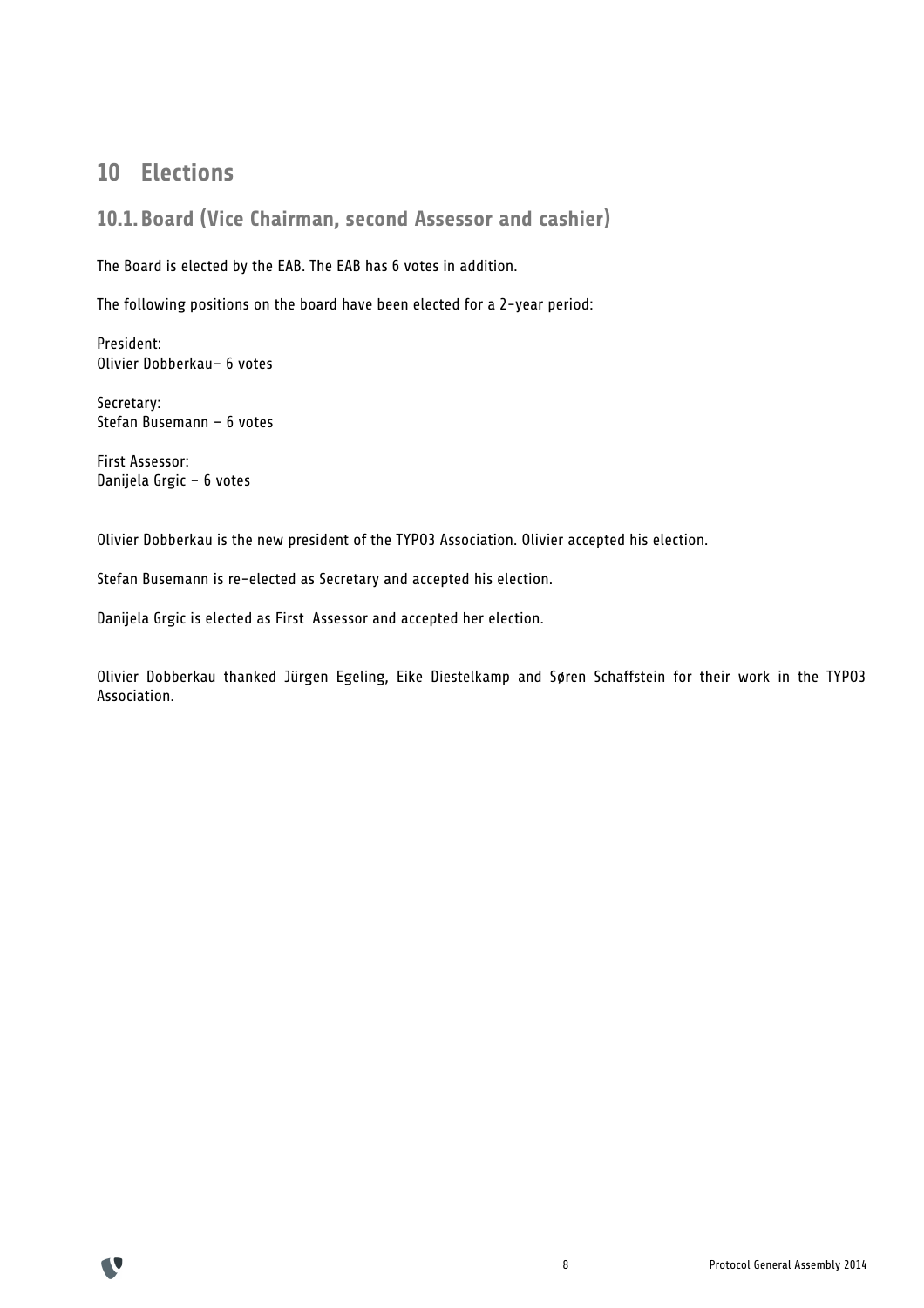# 10 Elections

## 10.1. Board (Vice Chairman, second Assessor and cashier)

The Board is elected by the EAB. The EAB has 6 votes in addition.

The following positions on the board have been elected for a 2-year period:

President:
Olivier Dobberkau– 6 votes

Secretary:
Stefan Busemann – 6 votes

First Assessor:
Danijela Grgic – 6 votes

Olivier Dobberkau is the new president of the TYPO3 Association. Olivier accepted his election.

Stefan Busemann is re-elected as Secretary and accepted his election.

Danijela Grgic is elected as First Assessor and accepted her election.

Olivier Dobberkau thanked Jürgen Egeling, Eike Diestelkamp and Søren Schaffstein for their work in the TYPO3 Association.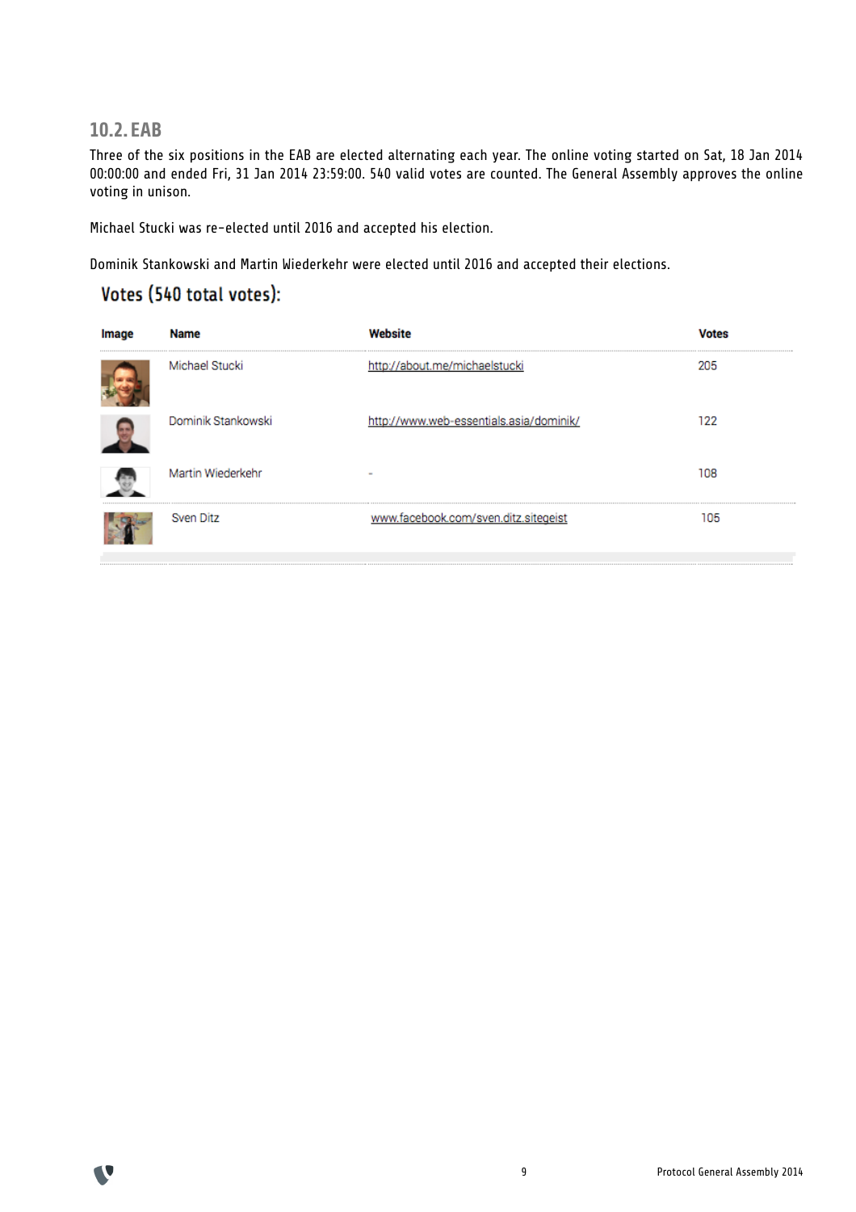## 10.2. EAB

Three of the six positions in the EAB are elected alternating each year. The online voting started on Sat, 18 Jan 2014 00:00:00 and ended Fri, 31 Jan 2014 23:59:00. 540 valid votes are counted. The General Assembly approves the online voting in unison.

Michael Stucki was re-elected until 2016 and accepted his election.

Dominik Stankowski and Martin Wiederkehr were elected until 2016 and accepted their elections.

### Votes (540 total votes):

| Image | Name | Website | Votes |
|---|---|---|---|
| | Michael Stucki | http://about.me/michaelstucki | 205 |
| | Dominik Stankowski | http://www.web-essentials.asia/dominik/ | 122 |
| | Martin Wiederkehr | - | 108 |
| | Sven Ditz | www.facebook.com/sven.ditz.sitegeist | 105 |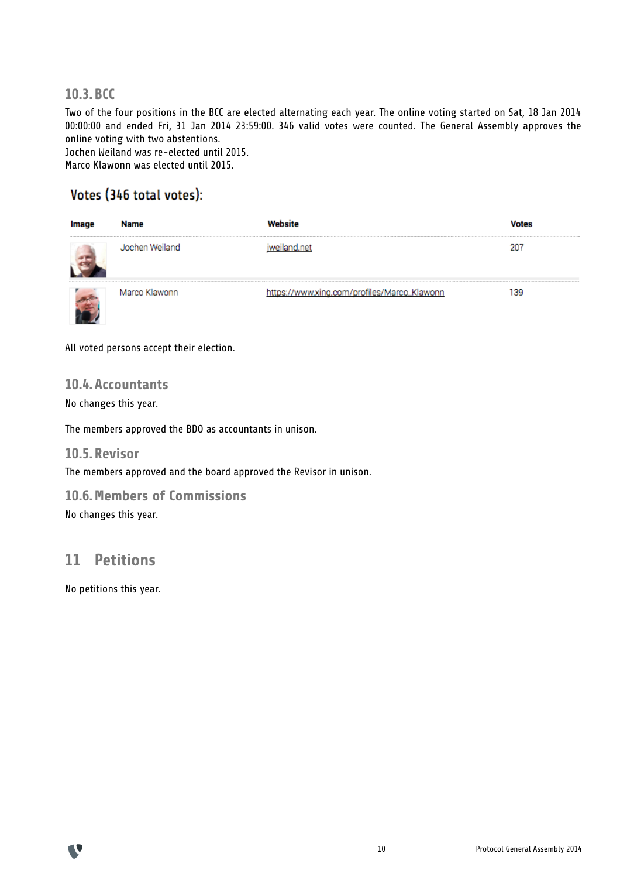### 10.3. BCC

Two of the four positions in the BCC are elected alternating each year. The online voting started on Sat, 18 Jan 2014 00:00:00 and ended Fri, 31 Jan 2014 23:59:00. 346 valid votes were counted. The General Assembly approves the online voting with two abstentions.
Jochen Weiland was re-elected until 2015.
Marco Klawonn was elected until 2015.

#### Votes (346 total votes):

| Image | Name | Website | Votes |
|---|---|---|---|
| | Jochen Weiland | jweiland.net | 207 |
| | Marco Klawonn | https://www.xing.com/profiles/Marco_Klawonn | 139 |

All voted persons accept their election.

### 10.4. Accountants

No changes this year.

The members approved the BDO as accountants in unison.

### 10.5. Revisor

The members approved and the board approved the Revisor in unison.

### 10.6. Members of Commissions

No changes this year.

## 11 Petitions

No petitions this year.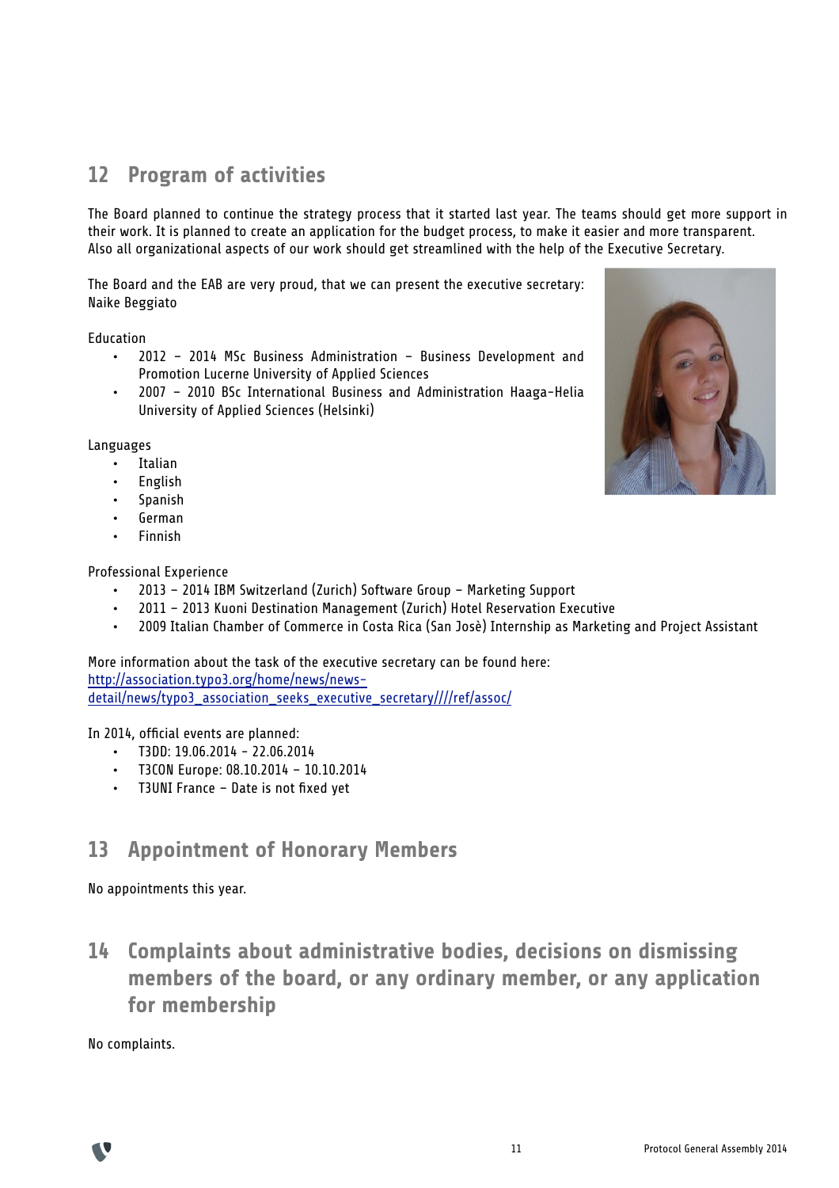## 12 Program of activities

The Board planned to continue the strategy process that it started last year. The teams should get more support in their work. It is planned to create an application for the budget process, to make it easier and more transparent. Also all organizational aspects of our work should get streamlined with the help of the Executive Secretary.

The Board and the EAB are very proud, that we can present the executive secretary: Naike Beggiato

Education

- 2012 – 2014 MSc Business Administration – Business Development and Promotion Lucerne University of Applied Sciences
- 2007 – 2010 BSc International Business and Administration Haaga-Helia University of Applied Sciences (Helsinki)

Languages

- Italian
- English
- Spanish
- German
- Finnish

Professional Experience

- 2013 – 2014 IBM Switzerland (Zurich) Software Group – Marketing Support
- 2011 – 2013 Kuoni Destination Management (Zurich) Hotel Reservation Executive
- 2009 Italian Chamber of Commerce in Costa Rica (San Josè) Internship as Marketing and Project Assistant

More information about the task of the executive secretary can be found here:
http://association.typo3.org/home/news/news-detail/news/typo3_association_seeks_executive_secretary////ref/assoc/

In 2014, official events are planned:

- T3DD: 19.06.2014 - 22.06.2014
- T3CON Europe: 08.10.2014 – 10.10.2014
- T3UNI France – Date is not fixed yet

## 13 Appointment of Honorary Members

No appointments this year.

## 14 Complaints about administrative bodies, decisions on dismissing members of the board, or any ordinary member, or any application for membership

No complaints.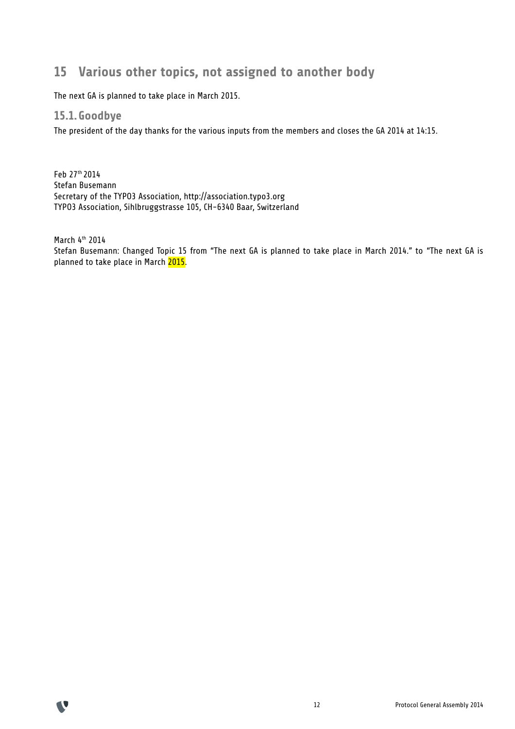## 15 Various other topics, not assigned to another body

The next GA is planned to take place in March 2015.

### 15.1. Goodbye

The president of the day thanks for the various inputs from the members and closes the GA 2014 at 14:15.

Feb 27th 2014
Stefan Busemann
Secretary of the TYPO3 Association, http://association.typo3.org
TYPO3 Association, Sihlbruggstrasse 105, CH-6340 Baar, Switzerland

March 4th 2014
Stefan Busemann: Changed Topic 15 from "The next GA is planned to take place in March 2014." to "The next GA is planned to take place in March 2015.